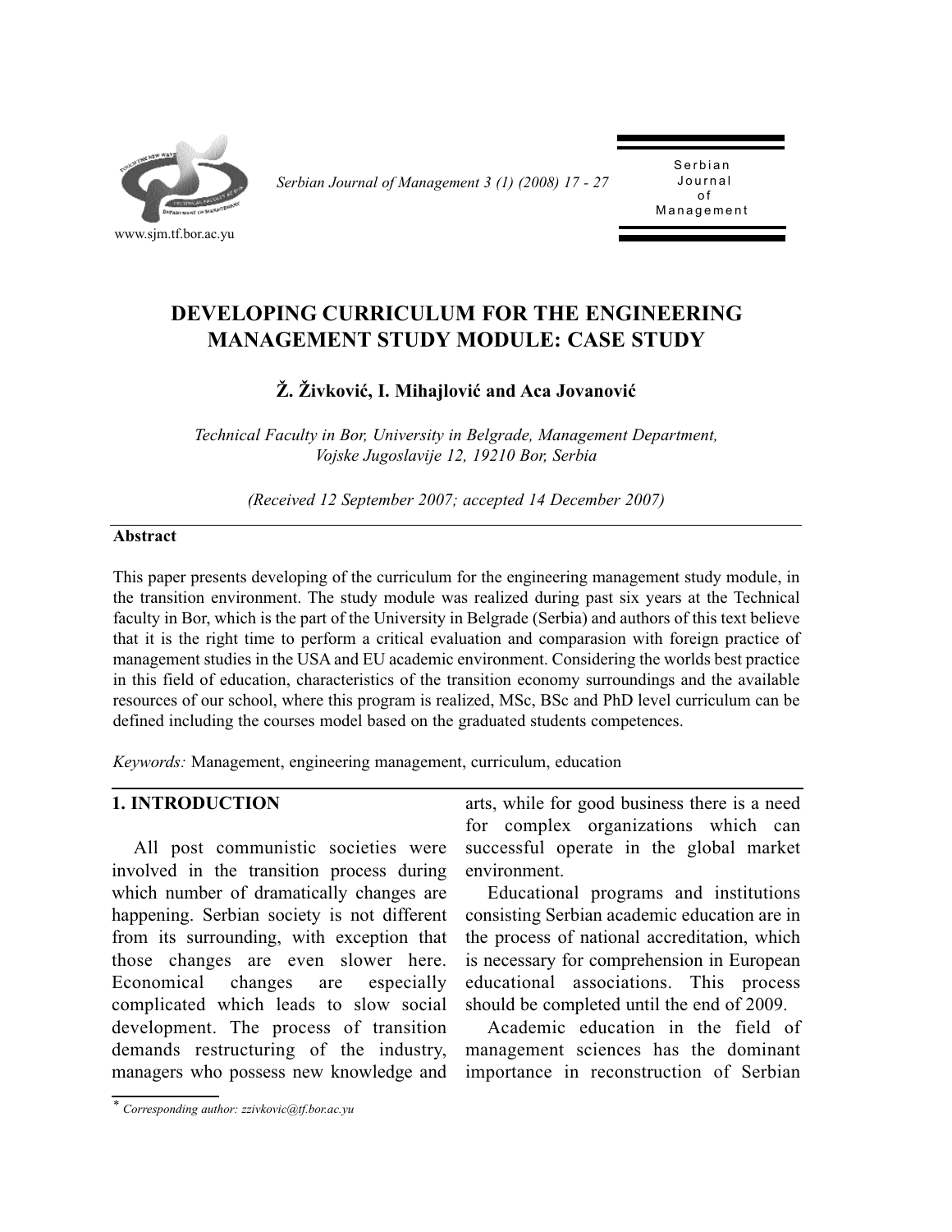# DEVELOPING CURRICULUM FOR THE ENGINEERING MANAGEMENT STUDY MODULE: CASE STUDY

**Ž. Živković, I. Mihajlović and Aca Jovanović**

*Technical Faculty in Bor, University in Belgrade, Management Department, Vojske Jugoslavije 12, 19210 Bor, Serbia*

*(Received 12 September 2007; accepted 14 December 2007)*

## Abstract

This paper presents developing of the curriculum for the engineering management study module, in the transition environment. The study module was realized during past six years at the Technical faculty in Bor, which is the part of the University in Belgrade (Serbia) and authors of this text believe that it is the right time to perform a critical evaluation and comparasion with foreign practice of management studies in the USA and EU academic environment. Considering the worlds best practice in this field of education, characteristics of the transition economy surroundings and the available resources of our school, where this program is realized, MSc, BSc and PhD level curriculum can be defined including the courses model based on the graduated students competences.

*Keywords:* Management, engineering management, curriculum, education

## 1. INTRODUCTION

All post communistic societies were involved in the transition process during which number of dramatically changes are happening. Serbian society is not different from its surrounding, with exception that those changes are even slower here. Economical changes are especially complicated which leads to slow social development. The process of transition demands restructuring of the industry, managers who possess new knowledge and arts, while for good business there is a need for complex organizations which can successful operate in the global market environment.

Educational programs and institutions consisting Serbian academic education are in the process of national accreditation, which is necessary for comprehension in European educational associations. This process should be completed until the end of 2009.

Academic education in the field of management sciences has the dominant importance in reconstruction of Serbian

\* *Corresponding author: zzivkovic@tf.bor.ac.yu*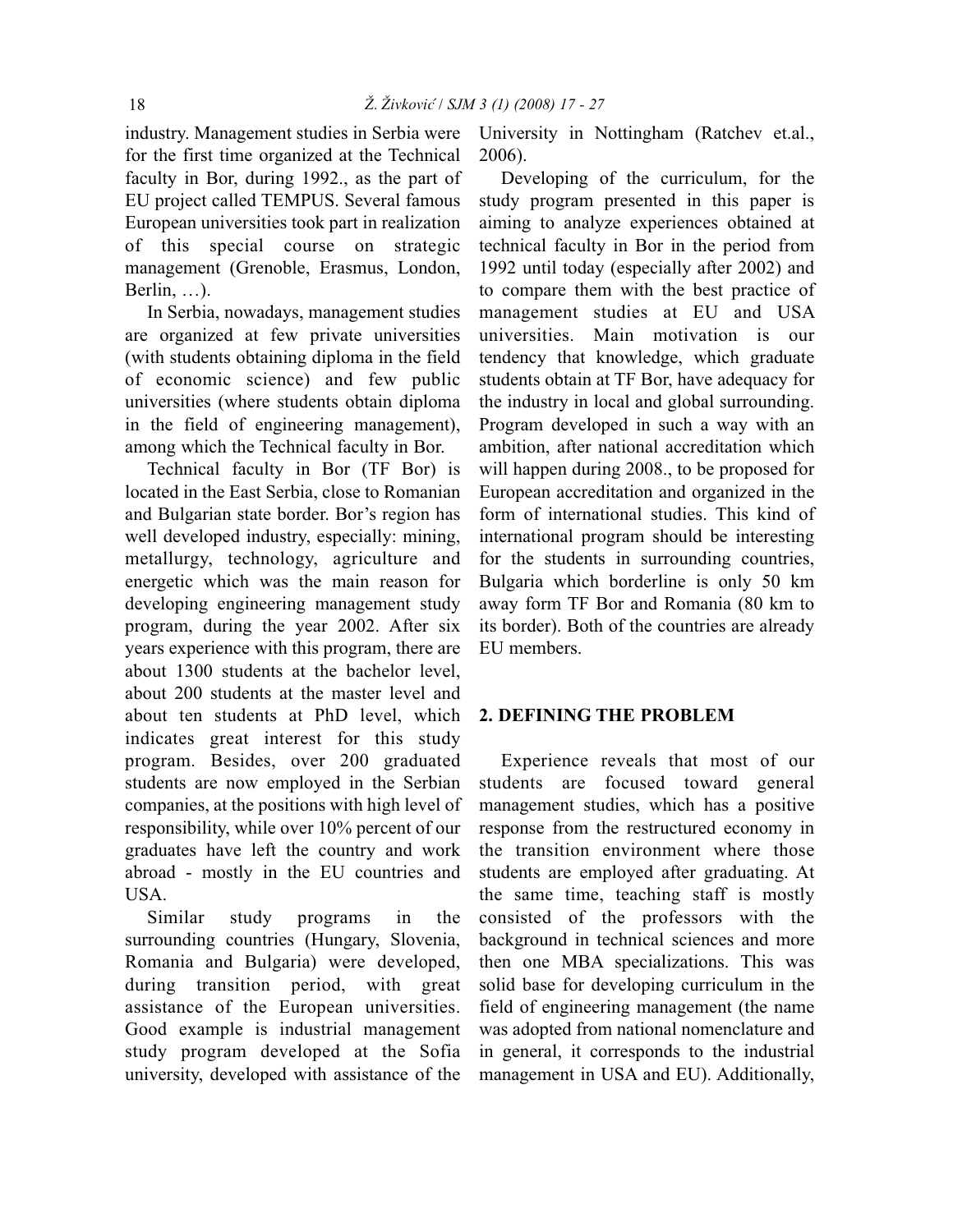industry. Management studies in Serbia were for the first time organized at the Technical faculty in Bor, during 1992., as the part of EU project called TEMPUS. Several famous European universities took part in realization of this special course on strategic management (Grenoble, Erasmus, London, Berlin, …).

In Serbia, nowadays, management studies are organized at few private universities (with students obtaining diploma in the field of economic science) and few public universities (where students obtain diploma in the field of engineering management), among which the Technical faculty in Bor.

Technical faculty in Bor (TF Bor) is located in the East Serbia, close to Romanian and Bulgarian state border. Bor's region has well developed industry, especially: mining, metallurgy, technology, agriculture and energetic which was the main reason for developing engineering management study program, during the year 2002. After six years experience with this program, there are about 1300 students at the bachelor level, about 200 students at the master level and about ten students at PhD level, which indicates great interest for this study program. Besides, over 200 graduated students are now employed in the Serbian companies, at the positions with high level of responsibility, while over 10% percent of our graduates have left the country and work abroad - mostly in the EU countries and USA.

Similar study programs in the surrounding countries (Hungary, Slovenia, Romania and Bulgaria) were developed, during transition period, with great assistance of the European universities. Good example is industrial management study program developed at the Sofia university, developed with assistance of the University in Nottingham (Ratchev et.al., 2006).

Developing of the curriculum, for the study program presented in this paper is aiming to analyze experiences obtained at technical faculty in Bor in the period from 1992 until today (especially after 2002) and to compare them with the best practice of management studies at EU and USA universities. Main motivation is our tendency that knowledge, which graduate students obtain at TF Bor, have adequacy for the industry in local and global surrounding. Program developed in such a way with an ambition, after national accreditation which will happen during 2008., to be proposed for European accreditation and organized in the form of international studies. This kind of international program should be interesting for the students in surrounding countries, Bulgaria which borderline is only 50 km away form TF Bor and Romania (80 km to its border). Both of the countries are already EU members.

## 2. DEFINING THE PROBLEM

Experience reveals that most of our students are focused toward general management studies, which has a positive response from the restructured economy in the transition environment where those students are employed after graduating. At the same time, teaching staff is mostly consisted of the professors with the background in technical sciences and more then one MBA specializations. This was solid base for developing curriculum in the field of engineering management (the name was adopted from national nomenclature and in general, it corresponds to the industrial management in USA and EU). Additionally,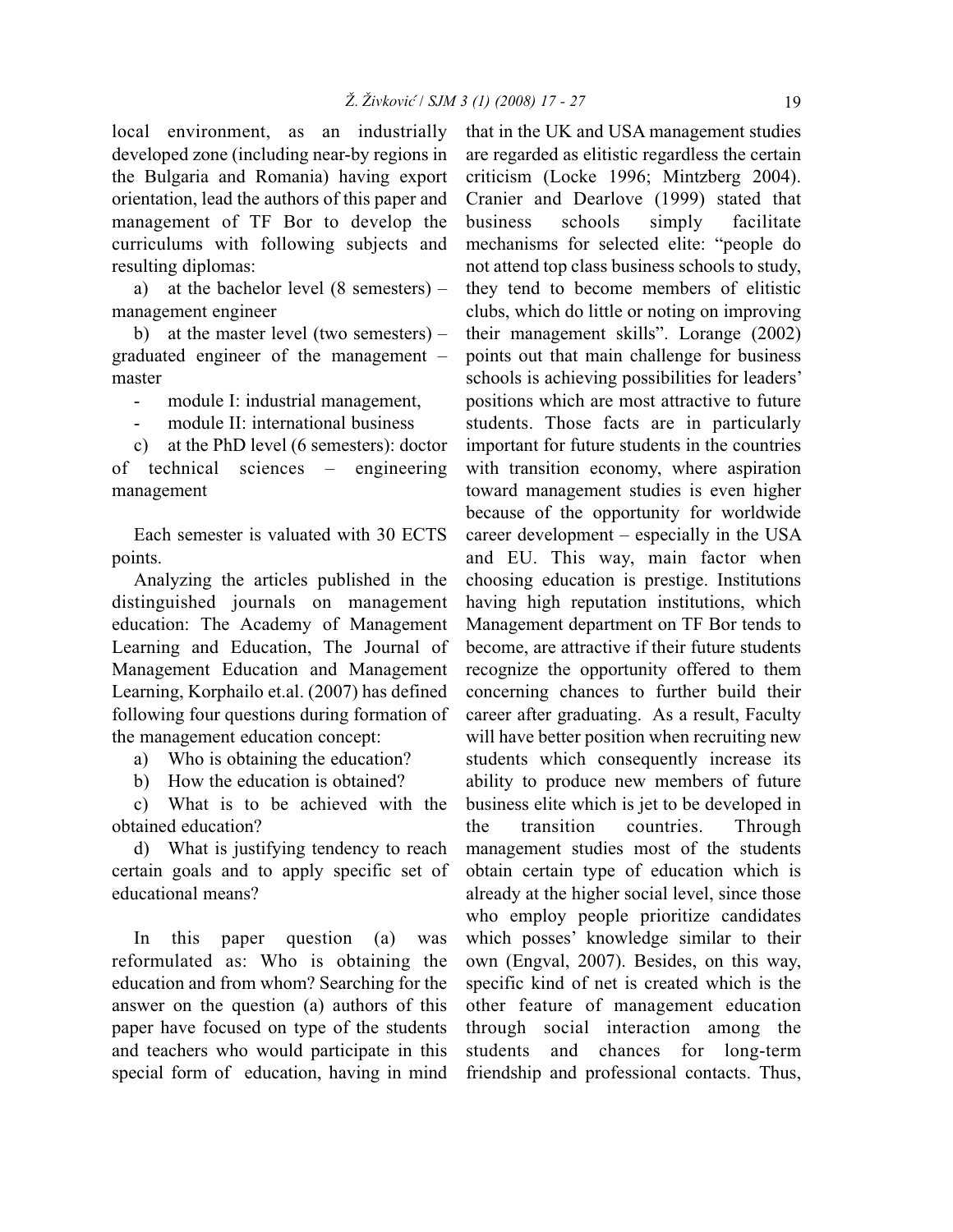local environment, as an industrially developed zone (including near-by regions in the Bulgaria and Romania) having export orientation, lead the authors of this paper and management of TF Bor to develop the curriculums with following subjects and resulting diplomas:

a) at the bachelor level (8 semesters) – management engineer

b) at the master level (two semesters) – graduated engineer of the management – master

- module I: industrial management,
- module II: international business

c) at the PhD level (6 semesters): doctor of technical sciences – engineering management

Each semester is valuated with 30 ECTS points.

Analyzing the articles published in the distinguished journals on management education: The Academy of Management Learning and Education, The Journal of Management Education and Management Learning, Korphailo et.al. (2007) has defined following four questions during formation of the management education concept:

a) Who is obtaining the education?

b) How the education is obtained?

c) What is to be achieved with the obtained education?

d) What is justifying tendency to reach certain goals and to apply specific set of educational means?

In this paper question (a) was reformulated as: Who is obtaining the education and from whom? Searching for the answer on the question (a) authors of this paper have focused on type of the students and teachers who would participate in this special form of education, having in mind that in the UK and USA management studies are regarded as elitistic regardless the certain criticism (Locke 1996; Mintzberg 2004). Cranier and Dearlove (1999) stated that business schools simply facilitate mechanisms for selected elite: "people do not attend top class business schools to study, they tend to become members of elitistic clubs, which do little or noting on improving their management skills". Lorange (2002) points out that main challenge for business schools is achieving possibilities for leaders' positions which are most attractive to future students. Those facts are in particularly important for future students in the countries with transition economy, where aspiration toward management studies is even higher because of the opportunity for worldwide career development – especially in the USA and EU. This way, main factor when choosing education is prestige. Institutions having high reputation institutions, which Management department on TF Bor tends to become, are attractive if their future students recognize the opportunity offered to them concerning chances to further build their career after graduating. As a result, Faculty will have better position when recruiting new students which consequently increase its ability to produce new members of future business elite which is jet to be developed in the transition countries. Through management studies most of the students obtain certain type of education which is already at the higher social level, since those who employ people prioritize candidates which posses' knowledge similar to their own (Engval, 2007). Besides, on this way, specific kind of net is created which is the other feature of management education through social interaction among the students and chances for long-term friendship and professional contacts. Thus,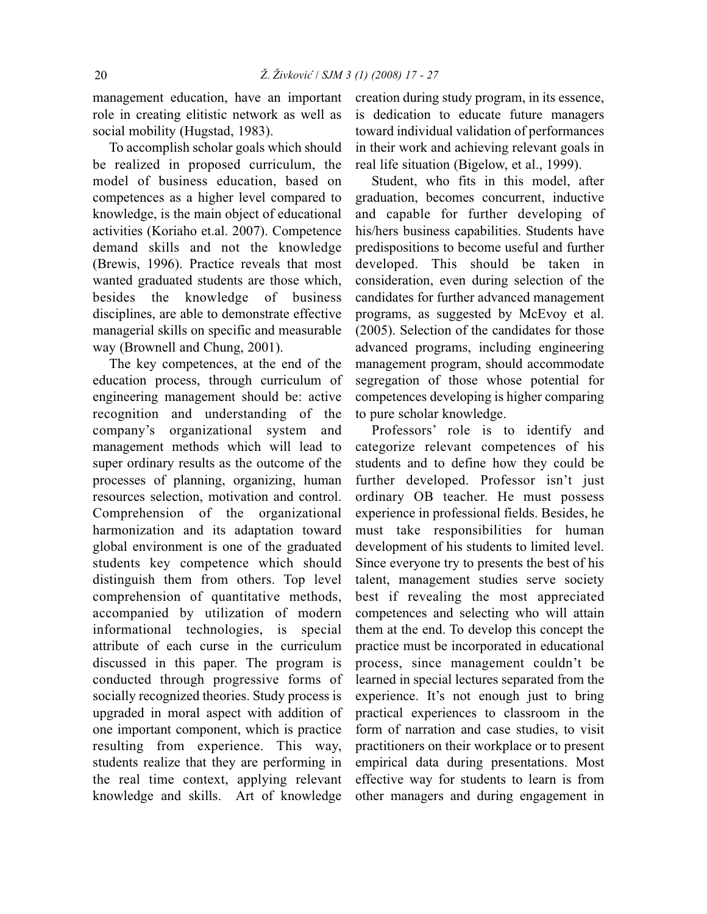management education, have an important role in creating elitistic network as well as social mobility (Hugstad, 1983).

To accomplish scholar goals which should be realized in proposed curriculum, the model of business education, based on competences as a higher level compared to knowledge, is the main object of educational activities (Koriaho et.al. 2007). Competence demand skills and not the knowledge (Brewis, 1996). Practice reveals that most wanted graduated students are those which, besides the knowledge of business disciplines, are able to demonstrate effective managerial skills on specific and measurable way (Brownell and Chung, 2001).

The key competences, at the end of the education process, through curriculum of engineering management should be: active recognition and understanding of the company's organizational system and management methods which will lead to super ordinary results as the outcome of the processes of planning, organizing, human resources selection, motivation and control. Comprehension of the organizational harmonization and its adaptation toward global environment is one of the graduated students key competence which should distinguish them from others. Top level comprehension of quantitative methods, accompanied by utilization of modern informational technologies, is special attribute of each curse in the curriculum discussed in this paper. The program is conducted through progressive forms of socially recognized theories. Study process is upgraded in moral aspect with addition of one important component, which is practice resulting from experience. This way, students realize that they are performing in the real time context, applying relevant knowledge and skills. Art of knowledge creation during study program, in its essence, is dedication to educate future managers toward individual validation of performances in their work and achieving relevant goals in real life situation (Bigelow, et al., 1999).

Student, who fits in this model, after graduation, becomes concurrent, inductive and capable for further developing of his/hers business capabilities. Students have predispositions to become useful and further developed. This should be taken in consideration, even during selection of the candidates for further advanced management programs, as suggested by McEvoy et al. (2005). Selection of the candidates for those advanced programs, including engineering management program, should accommodate segregation of those whose potential for competences developing is higher comparing to pure scholar knowledge.

Professors' role is to identify and categorize relevant competences of his students and to define how they could be further developed. Professor isn't just ordinary OB teacher. He must possess experience in professional fields. Besides, he must take responsibilities for human development of his students to limited level. Since everyone try to presents the best of his talent, management studies serve society best if revealing the most appreciated competences and selecting who will attain them at the end. To develop this concept the practice must be incorporated in educational process, since management couldn't be learned in special lectures separated from the experience. It's not enough just to bring practical experiences to classroom in the form of narration and case studies, to visit practitioners on their workplace or to present empirical data during presentations. Most effective way for students to learn is from other managers and during engagement in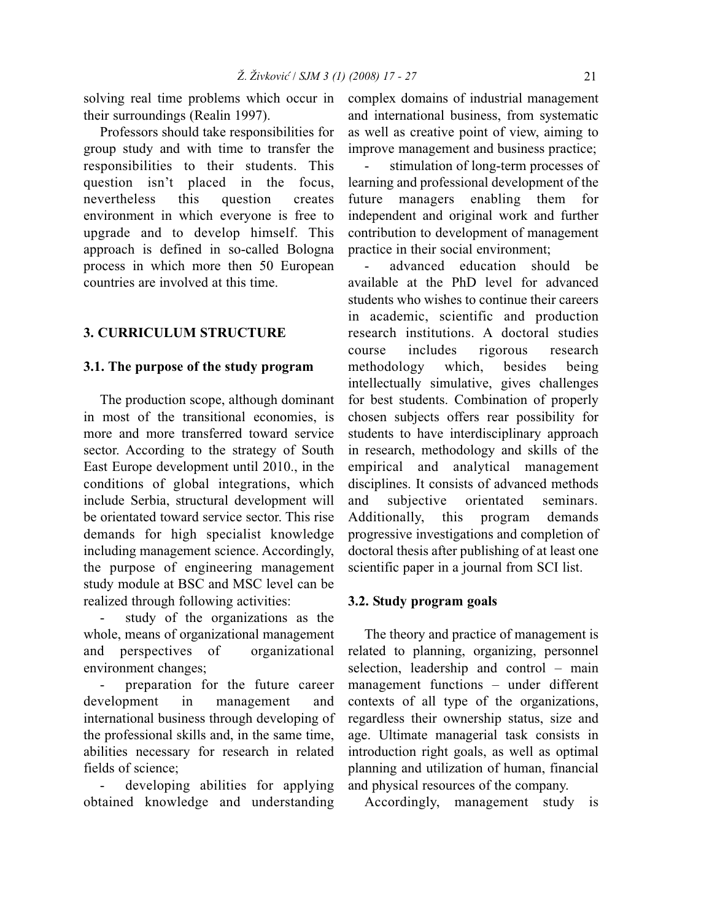solving real time problems which occur in their surroundings (Realin 1997).

Professors should take responsibilities for group study and with time to transfer the responsibilities to their students. This question isn't placed in the focus, nevertheless this question creates environment in which everyone is free to upgrade and to develop himself. This approach is defined in so-called Bologna process in which more then 50 European countries are involved at this time.

## 3. CURRICULUM STRUCTURE

### 3.1. The purpose of the study program

The production scope, although dominant in most of the transitional economies, is more and more transferred toward service sector. According to the strategy of South East Europe development until 2010., in the conditions of global integrations, which include Serbia, structural development will be orientated toward service sector. This rise demands for high specialist knowledge including management science. Accordingly, the purpose of engineering management study module at BSC and MSC level can be realized through following activities:

- study of the organizations as the whole, means of organizational management and perspectives of organizational environment changes;
- preparation for the future career development in management and international business through developing of the professional skills and, in the same time, abilities necessary for research in related fields of science;
- developing abilities for applying obtained knowledge and understanding complex domains of industrial management and international business, from systematic as well as creative point of view, aiming to improve management and business practice;
- stimulation of long-term processes of learning and professional development of the future managers enabling them for independent and original work and further contribution to development of management practice in their social environment;
- advanced education should be available at the PhD level for advanced students who wishes to continue their careers in academic, scientific and production research institutions. A doctoral studies course includes rigorous research methodology which, besides being intellectually simulative, gives challenges for best students. Combination of properly chosen subjects offers rear possibility for students to have interdisciplinary approach in research, methodology and skills of the empirical and analytical management disciplines. It consists of advanced methods and subjective orientated seminars. Additionally, this program demands progressive investigations and completion of doctoral thesis after publishing of at least one scientific paper in a journal from SCI list.

### 3.2. Study program goals

The theory and practice of management is related to planning, organizing, personnel selection, leadership and control – main management functions – under different contexts of all type of the organizations, regardless their ownership status, size and age. Ultimate managerial task consists in introduction right goals, as well as optimal planning and utilization of human, financial and physical resources of the company.

Accordingly, management study is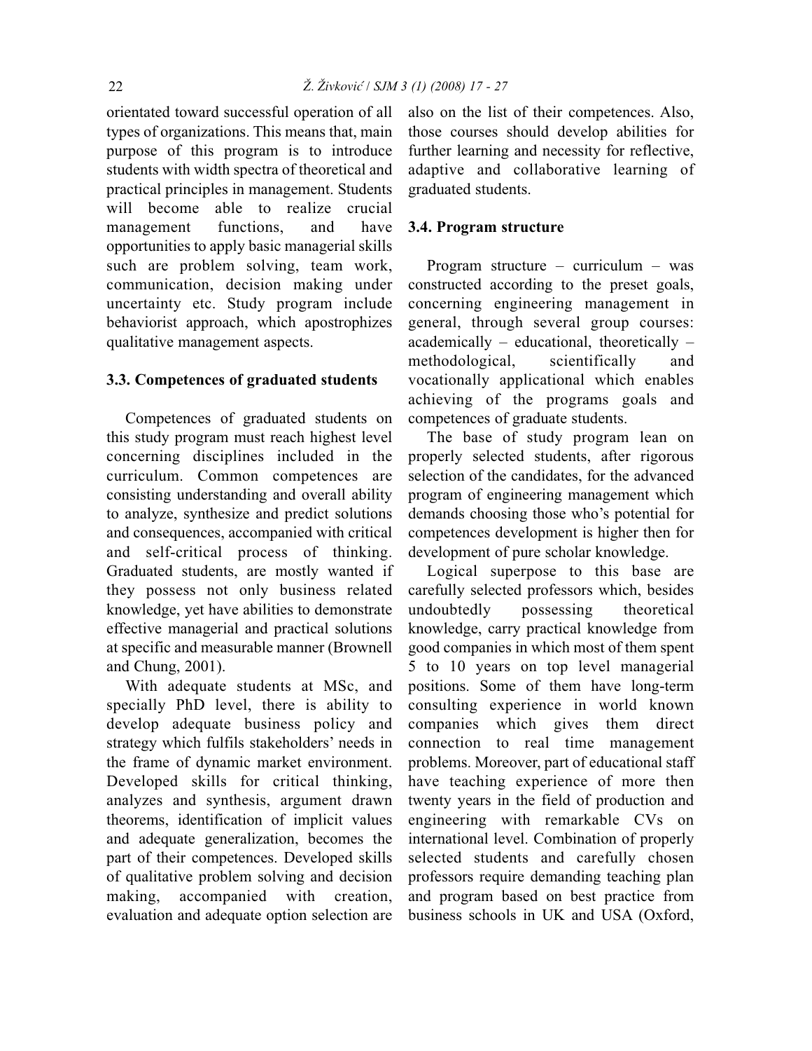orientated toward successful operation of all types of organizations. This means that, main purpose of this program is to introduce students with width spectra of theoretical and practical principles in management. Students will become able to realize crucial management functions, and have opportunities to apply basic managerial skills such are problem solving, team work, communication, decision making under uncertainty etc. Study program include behaviorist approach, which apostrophizes qualitative management aspects.

### 3.3. Competences of graduated students

Competences of graduated students on this study program must reach highest level concerning disciplines included in the curriculum. Common competences are consisting understanding and overall ability to analyze, synthesize and predict solutions and consequences, accompanied with critical and self-critical process of thinking. Graduated students, are mostly wanted if they possess not only business related knowledge, yet have abilities to demonstrate effective managerial and practical solutions at specific and measurable manner (Brownell and Chung, 2001).

With adequate students at MSc, and specially PhD level, there is ability to develop adequate business policy and strategy which fulfils stakeholders' needs in the frame of dynamic market environment. Developed skills for critical thinking, analyzes and synthesis, argument drawn theorems, identification of implicit values and adequate generalization, becomes the part of their competences. Developed skills of qualitative problem solving and decision making, accompanied with creation, evaluation and adequate option selection are also on the list of their competences. Also, those courses should develop abilities for further learning and necessity for reflective, adaptive and collaborative learning of graduated students.

### 3.4. Program structure

Program structure – curriculum – was constructed according to the preset goals, concerning engineering management in general, through several group courses: academically – educational, theoretically – methodological, scientifically and vocationally applicational which enables achieving of the programs goals and competences of graduate students.

The base of study program lean on properly selected students, after rigorous selection of the candidates, for the advanced program of engineering management which demands choosing those who's potential for competences development is higher then for development of pure scholar knowledge.

Logical superpose to this base are carefully selected professors which, besides undoubtedly possessing theoretical knowledge, carry practical knowledge from good companies in which most of them spent 5 to 10 years on top level managerial positions. Some of them have long-term consulting experience in world known companies which gives them direct connection to real time management problems. Moreover, part of educational staff have teaching experience of more then twenty years in the field of production and engineering with remarkable CVs on international level. Combination of properly selected students and carefully chosen professors require demanding teaching plan and program based on best practice from business schools in UK and USA (Oxford,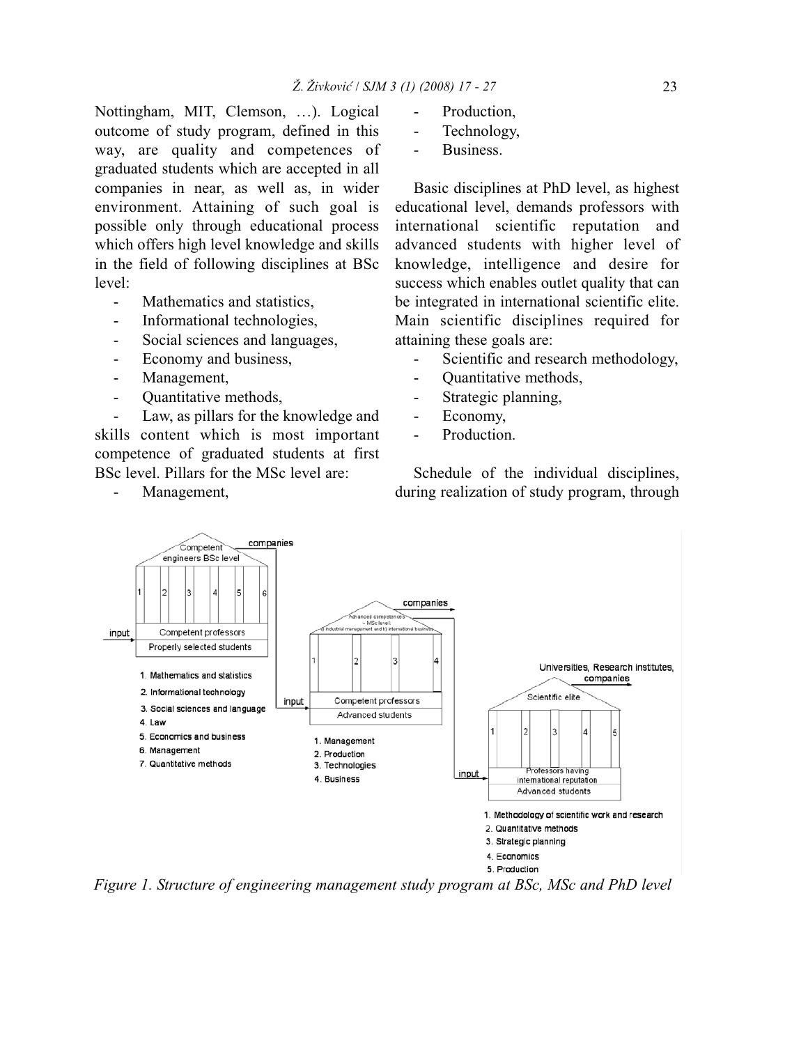Nottingham, MIT, Clemson, …). Logical outcome of study program, defined in this way, are quality and competences of graduated students which are accepted in all companies in near, as well as, in wider environment. Attaining of such goal is possible only through educational process which offers high level knowledge and skills in the field of following disciplines at BSc level:

- Mathematics and statistics,
- Informational technologies,
- Social sciences and languages,
- Economy and business,
- Management,
- Quantitative methods,
- Law, as pillars for the knowledge and skills content which is most important competence of graduated students at first BSc level. Pillars for the MSc level are:

- Management,
- Production,
- Technology,
- Business.

Basic disciplines at PhD level, as highest educational level, demands professors with international scientific reputation and advanced students with higher level of knowledge, intelligence and desire for success which enables outlet quality that can be integrated in international scientific elite. Main scientific disciplines required for attaining these goals are:

- Scientific and research methodology,
- Quantitative methods,
- Strategic planning,
- Economy,
- Production.

Schedule of the individual disciplines, during realization of study program, through

*Figure 1. Structure of engineering management study program at BSc, MSc and PhD level*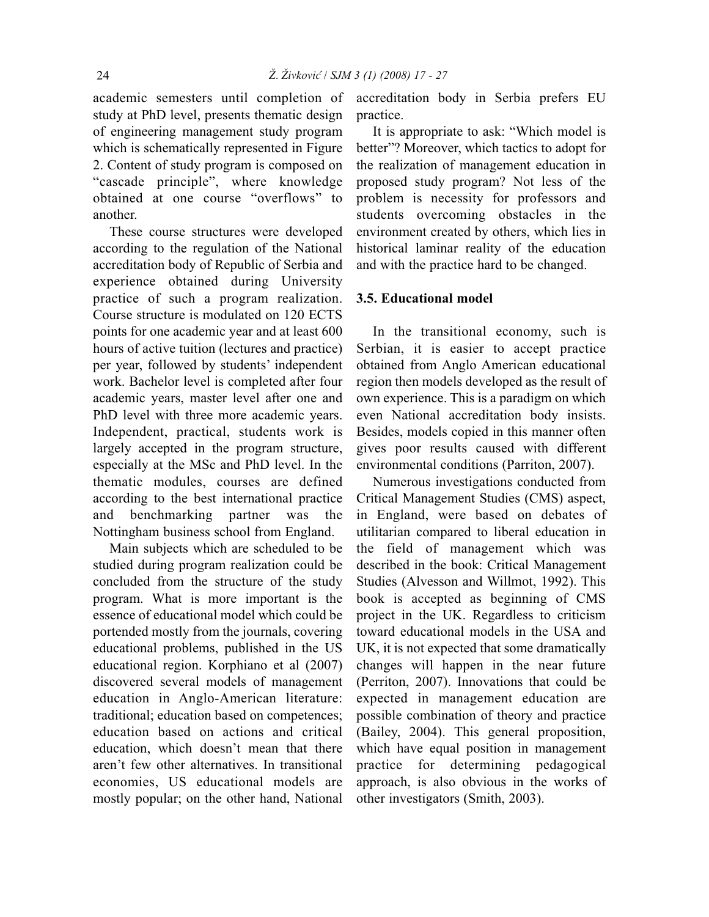academic semesters until completion of study at PhD level, presents thematic design of engineering management study program which is schematically represented in Figure 2. Content of study program is composed on "cascade principle", where knowledge obtained at one course "overflows" to another.

These course structures were developed according to the regulation of the National accreditation body of Republic of Serbia and experience obtained during University practice of such a program realization. Course structure is modulated on 120 ECTS points for one academic year and at least 600 hours of active tuition (lectures and practice) per year, followed by students' independent work. Bachelor level is completed after four academic years, master level after one and PhD level with three more academic years. Independent, practical, students work is largely accepted in the program structure, especially at the MSc and PhD level. In the thematic modules, courses are defined according to the best international practice and benchmarking partner was the Nottingham business school from England.

Main subjects which are scheduled to be studied during program realization could be concluded from the structure of the study program. What is more important is the essence of educational model which could be portended mostly from the journals, covering educational problems, published in the US educational region. Korphiano et al (2007) discovered several models of management education in Anglo-American literature: traditional; education based on competences; education based on actions and critical education, which doesn't mean that there aren't few other alternatives. In transitional economies, US educational models are mostly popular; on the other hand, National accreditation body in Serbia prefers EU practice.

It is appropriate to ask: "Which model is better"? Moreover, which tactics to adopt for the realization of management education in proposed study program? Not less of the problem is necessity for professors and students overcoming obstacles in the environment created by others, which lies in historical laminar reality of the education and with the practice hard to be changed.

### 3.5. Educational model

In the transitional economy, such is Serbian, it is easier to accept practice obtained from Anglo American educational region then models developed as the result of own experience. This is a paradigm on which even National accreditation body insists. Besides, models copied in this manner often gives poor results caused with different environmental conditions (Parriton, 2007).

Numerous investigations conducted from Critical Management Studies (CMS) aspect, in England, were based on debates of utilitarian compared to liberal education in the field of management which was described in the book: Critical Management Studies (Alvesson and Willmot, 1992). This book is accepted as beginning of CMS project in the UK. Regardless to criticism toward educational models in the USA and UK, it is not expected that some dramatically changes will happen in the near future (Perriton, 2007). Innovations that could be expected in management education are possible combination of theory and practice (Bailey, 2004). This general proposition, which have equal position in management practice for determining pedagogical approach, is also obvious in the works of other investigators (Smith, 2003).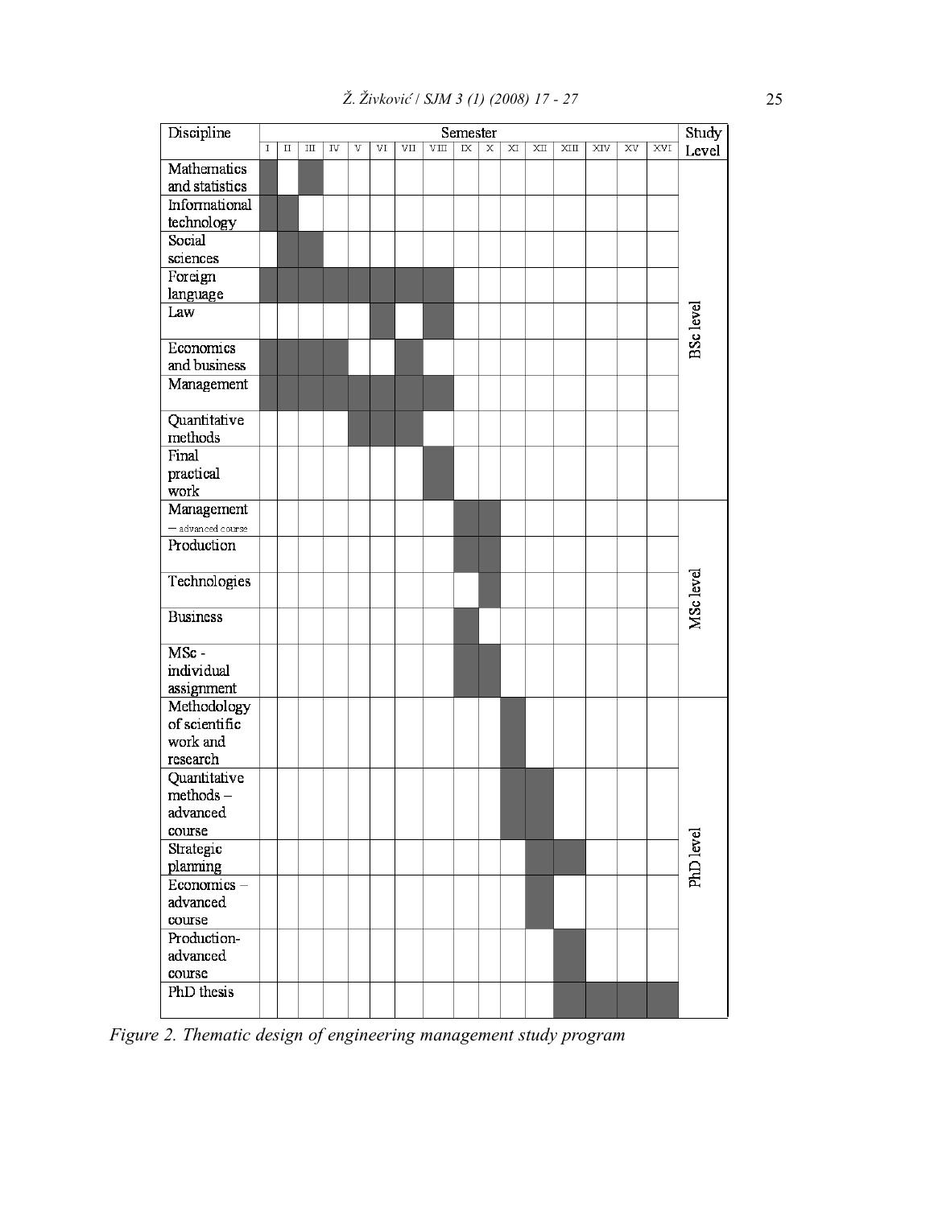| Discipline | I | II | III | IV | V | VI | VII | VIII | IX | X | XI | XII | XIII | XIV | XV | XVI | Study Level |
|---|---|---|---|---|---|---|---|---|---|---|---|---|---|---|---|---|---|
| Mathematics and statistics | ■ | | ■ | | | | | | | | | | | | | | BSc level |
| Informational technology | ■ | ■ | | | | | | | | | | | | | | | BSc level |
| Social sciences | | ■ | ■ | | | | | | | | | | | | | | BSc level |
| Foreign language | ■ | ■ | ■ | ■ | ■ | ■ | ■ | ■ | | | | | | | | | BSc level |
| Law | | | | | | ■ | | ■ | | | | | | | | | BSc level |
| Economics and business | ■ | ■ | ■ | ■ | | | ■ | | | | | | | | | | BSc level |
| Management | ■ | ■ | ■ | ■ | ■ | ■ | ■ | ■ | | | | | | | | | BSc level |
| Quantitative methods | | | | | ■ | ■ | ■ | | | | | | | | | | BSc level |
| Final practical work | | | | | | | | ■ | | | | | | | | | BSc level |
| Management – advanced course | | | | | | | | | ■ | ■ | | | | | | | MSc level |
| Production | | | | | | | | | ■ | ■ | | | | | | | MSc level |
| Technologies | | | | | | | | | | ■ | | | | | | | MSc level |
| Business | | | | | | | | | ■ | | | | | | | | MSc level |
| MSc - individual assignment | | | | | | | | | ■ | ■ | | | | | | | MSc level |
| Methodology of scientific work and research | | | | | | | | | | | ■ | | | | | | PhD level |
| Quantitative methods – advanced course | | | | | | | | | | | ■ | ■ | | | | | PhD level |
| Strategic planning | | | | | | | | | | | | ■ | ■ | | | | PhD level |
| Economics – advanced course | | | | | | | | | | | | ■ | | | | | PhD level |
| Production-advanced course | | | | | | | | | | | | | ■ | | | | PhD level |
| PhD thesis | | | | | | | | | | | | | ■ | ■ | ■ | ■ | PhD level |

*Figure 2. Thematic design of engineering management study program*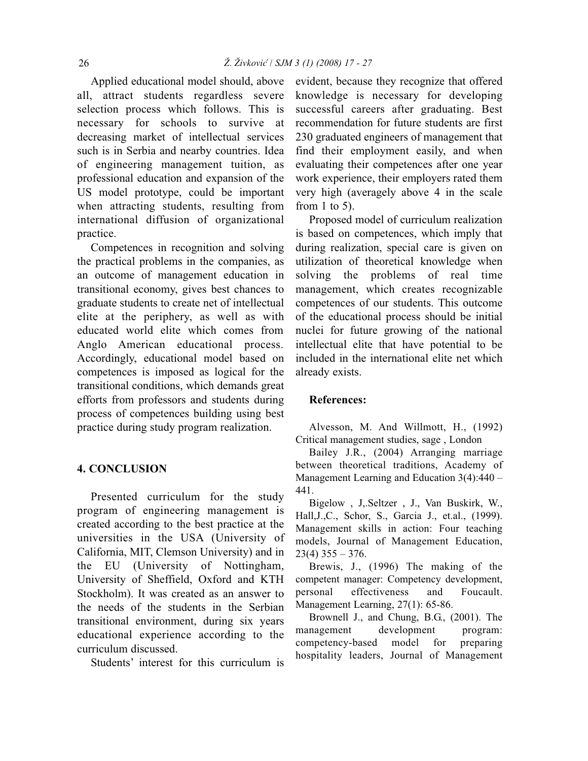Applied educational model should, above all, attract students regardless severe selection process which follows. This is necessary for schools to survive at decreasing market of intellectual services such is in Serbia and nearby countries. Idea of engineering management tuition, as professional education and expansion of the US model prototype, could be important when attracting students, resulting from international diffusion of organizational practice.

Competences in recognition and solving the practical problems in the companies, as an outcome of management education in transitional economy, gives best chances to graduate students to create net of intellectual elite at the periphery, as well as with educated world elite which comes from Anglo American educational process. Accordingly, educational model based on competences is imposed as logical for the transitional conditions, which demands great efforts from professors and students during process of competences building using best practice during study program realization.

## 4. CONCLUSION

Presented curriculum for the study program of engineering management is created according to the best practice at the universities in the USA (University of California, MIT, Clemson University) and in the EU (University of Nottingham, University of Sheffield, Oxford and KTH Stockholm). It was created as an answer to the needs of the students in the Serbian transitional environment, during six years educational experience according to the curriculum discussed.

Students' interest for this curriculum is evident, because they recognize that offered knowledge is necessary for developing successful careers after graduating. Best recommendation for future students are first 230 graduated engineers of management that find their employment easily, and when evaluating their competences after one year work experience, their employers rated them very high (averagely above 4 in the scale from 1 to 5).

Proposed model of curriculum realization is based on competences, which imply that during realization, special care is given on utilization of theoretical knowledge when solving the problems of real time management, which creates recognizable competences of our students. This outcome of the educational process should be initial nuclei for future growing of the national intellectual elite that have potential to be included in the international elite net which already exists.

## References:

Alvesson, M. And Willmott, H., (1992) Critical management studies, sage , London

Bailey J.R., (2004) Arranging marriage between theoretical traditions, Academy of Management Learning and Education 3(4):440 – 441.

Bigelow , J,.Seltzer , J., Van Buskirk, W., Hall,J.,C., Schor, S., Garcia J., et.al., (1999). Management skills in action: Four teaching models, Journal of Management Education, 23(4) 355 – 376.

Brewis, J., (1996) The making of the competent manager: Competency development, personal effectiveness and Foucault. Management Learning, 27(1): 65-86.

Brownell J., and Chung, B.G., (2001). The management development program: competency-based model for preparing hospitality leaders, Journal of Management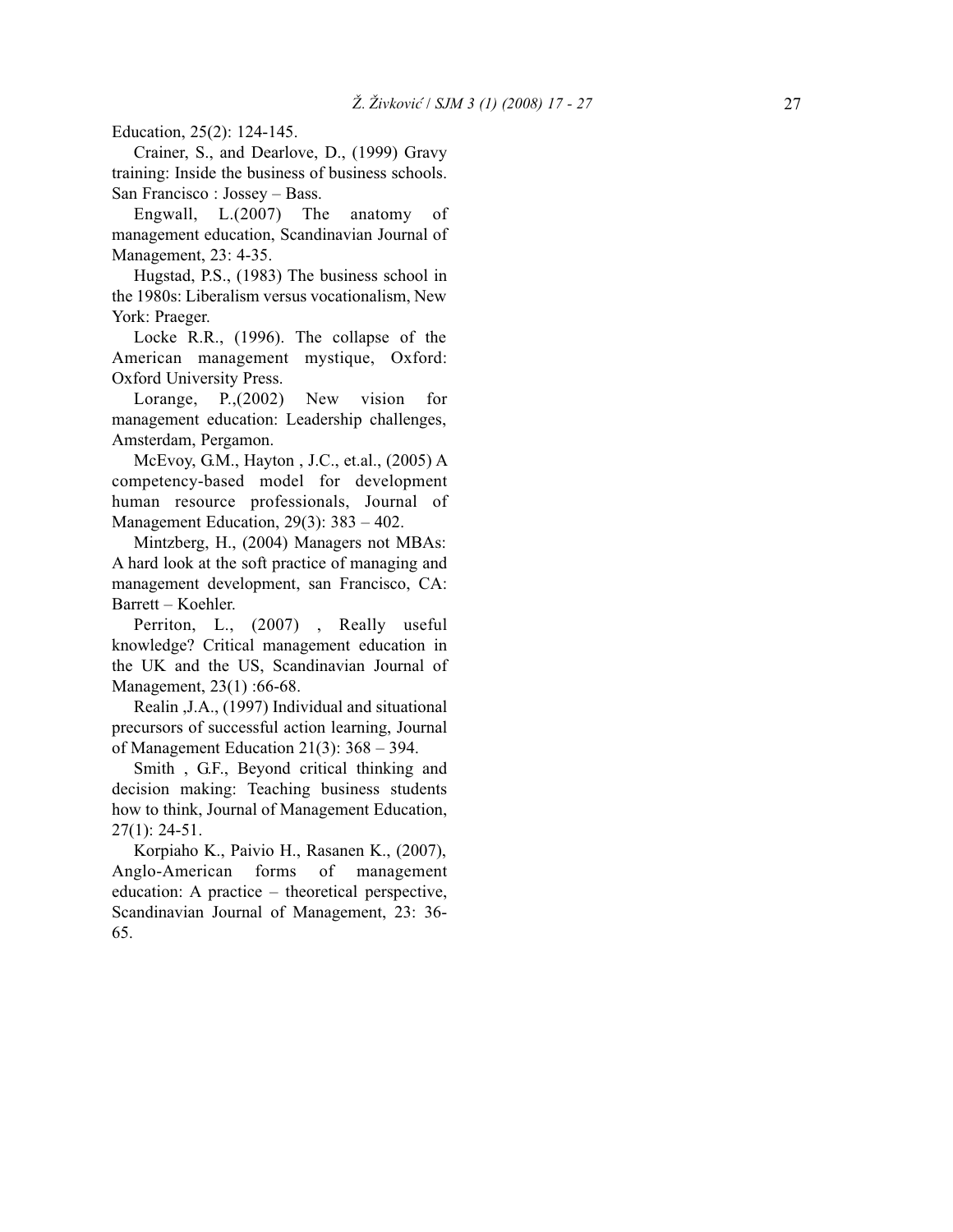Education, 25(2): 124-145.

Crainer, S., and Dearlove, D., (1999) Gravy training: Inside the business of business schools. San Francisco : Jossey – Bass.

Engwall, L.(2007) The anatomy of management education, Scandinavian Journal of Management, 23: 4-35.

Hugstad, P.S., (1983) The business school in the 1980s: Liberalism versus vocationalism, New York: Praeger.

Locke R.R., (1996). The collapse of the American management mystique, Oxford: Oxford University Press.

Lorange, P.,(2002) New vision for management education: Leadership challenges, Amsterdam, Pergamon.

McEvoy, G.M., Hayton , J.C., et.al., (2005) A competency-based model for development human resource professionals, Journal of Management Education, 29(3): 383 – 402.

Mintzberg, H., (2004) Managers not MBAs: A hard look at the soft practice of managing and management development, san Francisco, CA: Barrett – Koehler.

Perriton, L., (2007) , Really useful knowledge? Critical management education in the UK and the US, Scandinavian Journal of Management, 23(1) :66-68.

Realin ,J.A., (1997) Individual and situational precursors of successful action learning, Journal of Management Education 21(3): 368 – 394.

Smith , G.F., Beyond critical thinking and decision making: Teaching business students how to think, Journal of Management Education, 27(1): 24-51.

Korpiaho K., Paivio H., Rasanen K., (2007), Anglo-American forms of management education: A practice – theoretical perspective, Scandinavian Journal of Management, 23: 36-65.